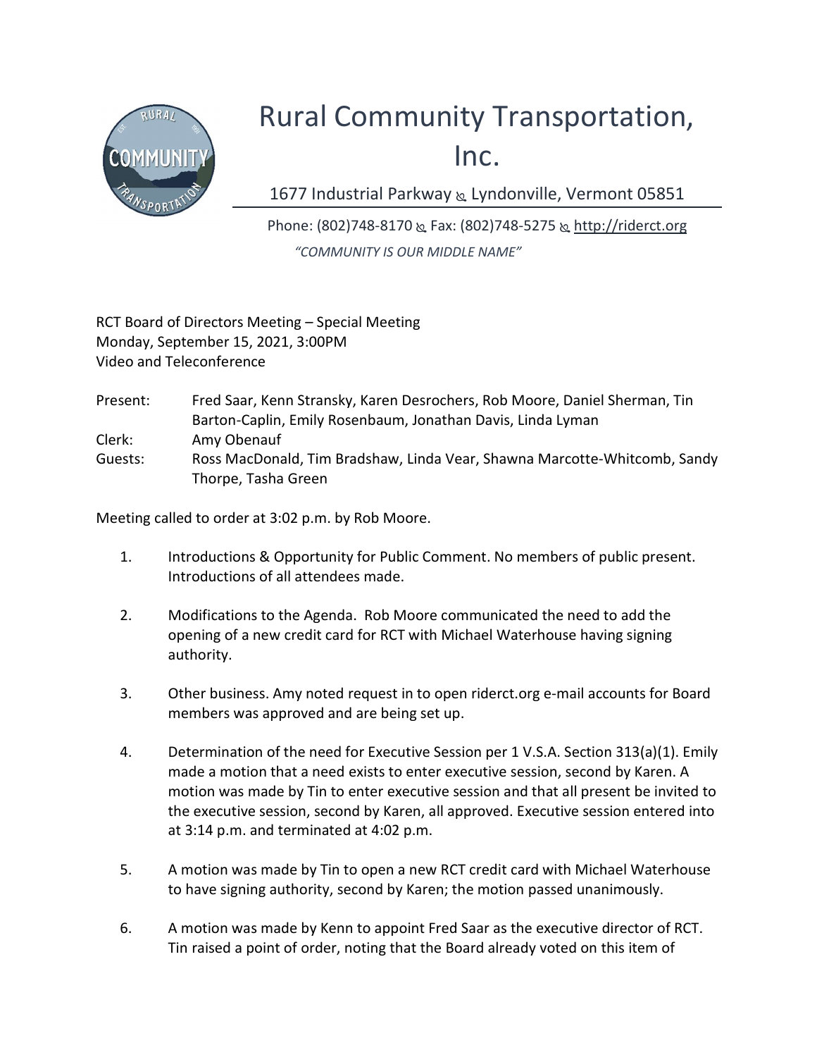# Rural Community Transportation, Inc.

1677 Industrial Parkway ⁂ Lyndonville, Vermont 05851

Phone: (802)748-8170 ⁂ Fax: (802)748-5275 ⁂ http://riderct.org

*"COMMUNITY IS OUR MIDDLE NAME"*

RCT Board of Directors Meeting – Special Meeting
Monday, September 15, 2021, 3:00PM
Video and Teleconference

Present: Fred Saar, Kenn Stransky, Karen Desrochers, Rob Moore, Daniel Sherman, Tin Barton-Caplin, Emily Rosenbaum, Jonathan Davis, Linda Lyman
Clerk: Amy Obenauf
Guests: Ross MacDonald, Tim Bradshaw, Linda Vear, Shawna Marcotte-Whitcomb, Sandy Thorpe, Tasha Green

Meeting called to order at 3:02 p.m. by Rob Moore.

1. Introductions & Opportunity for Public Comment. No members of public present. Introductions of all attendees made.

2. Modifications to the Agenda. Rob Moore communicated the need to add the opening of a new credit card for RCT with Michael Waterhouse having signing authority.

3. Other business. Amy noted request in to open riderct.org e-mail accounts for Board members was approved and are being set up.

4. Determination of the need for Executive Session per 1 V.S.A. Section 313(a)(1). Emily made a motion that a need exists to enter executive session, second by Karen. A motion was made by Tin to enter executive session and that all present be invited to the executive session, second by Karen, all approved. Executive session entered into at 3:14 p.m. and terminated at 4:02 p.m.

5. A motion was made by Tin to open a new RCT credit card with Michael Waterhouse to have signing authority, second by Karen; the motion passed unanimously.

6. A motion was made by Kenn to appoint Fred Saar as the executive director of RCT. Tin raised a point of order, noting that the Board already voted on this item of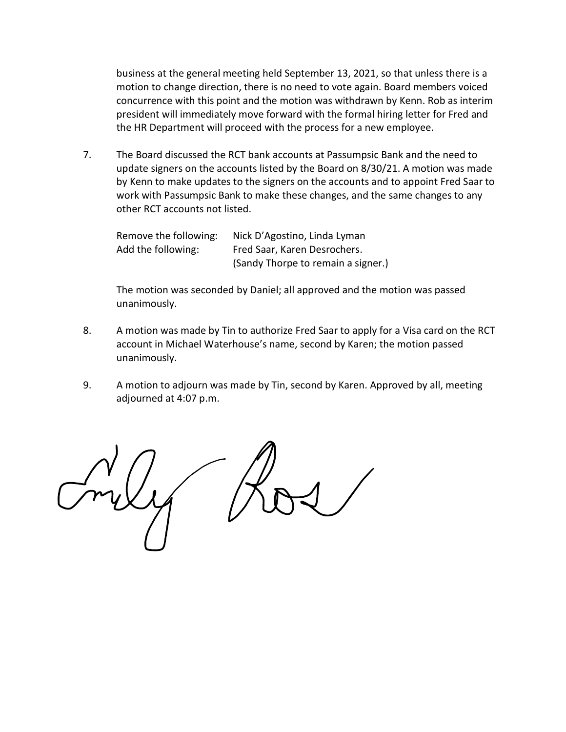business at the general meeting held September 13, 2021, so that unless there is a motion to change direction, there is no need to vote again. Board members voiced concurrence with this point and the motion was withdrawn by Kenn. Rob as interim president will immediately move forward with the formal hiring letter for Fred and the HR Department will proceed with the process for a new employee.

7. The Board discussed the RCT bank accounts at Passumpsic Bank and the need to update signers on the accounts listed by the Board on 8/30/21. A motion was made by Kenn to make updates to the signers on the accounts and to appoint Fred Saar to work with Passumpsic Bank to make these changes, and the same changes to any other RCT accounts not listed.

   | | |
   |---|---|
   | Remove the following: | Nick D'Agostino, Linda Lyman |
   | Add the following: | Fred Saar, Karen Desrochers. |
   | | (Sandy Thorpe to remain a signer.) |

   The motion was seconded by Daniel; all approved and the motion was passed unanimously.

8. A motion was made by Tin to authorize Fred Saar to apply for a Visa card on the RCT account in Michael Waterhouse's name, second by Karen; the motion passed unanimously.

9. A motion to adjourn was made by Tin, second by Karen. Approved by all, meeting adjourned at 4:07 p.m.

Emily Ross